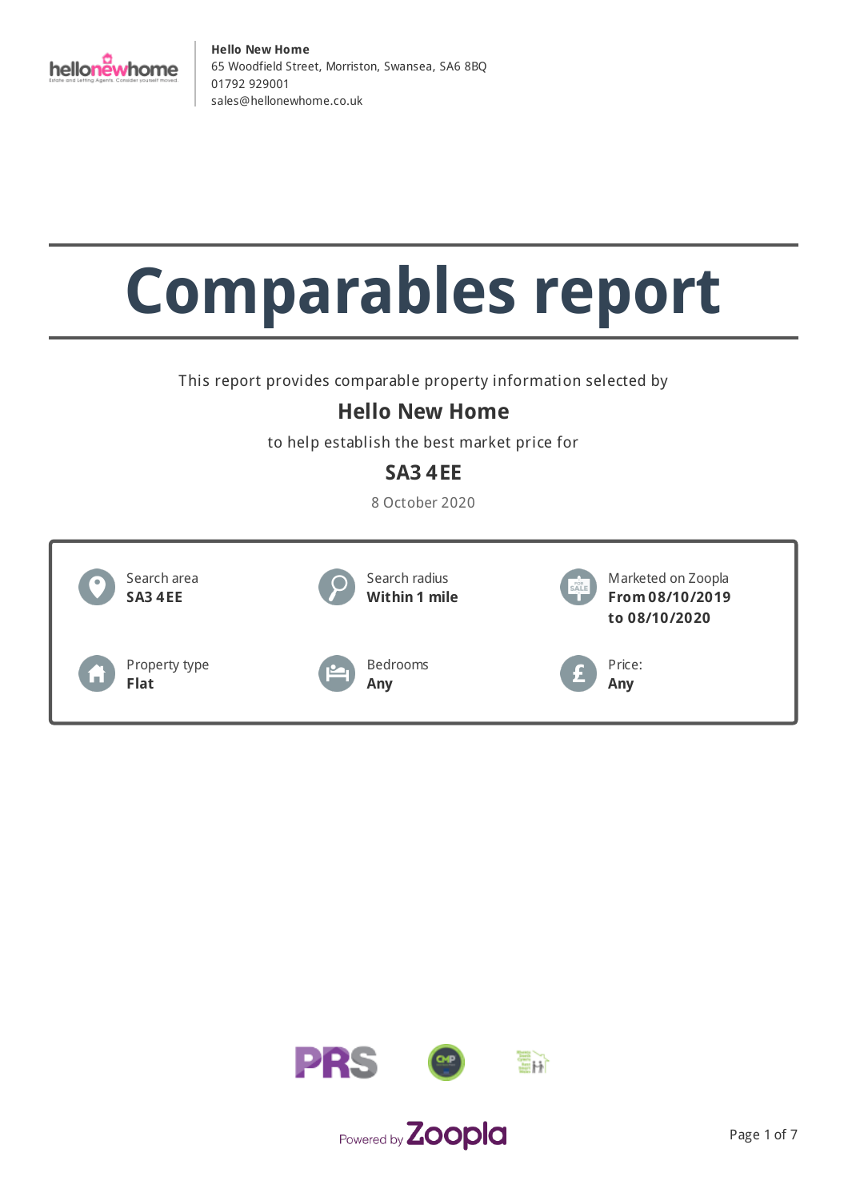**Hello New Home**
65 Woodfield Street, Morriston, Swansea, SA6 8BQ
01792 929001
sales@hellonewhome.co.uk

# Comparables report

This report provides comparable property information selected by

## Hello New Home

to help establish the best market price for

## SA3 4EE

8 October 2020

| | | |
|---|---|---|
| Search area **SA3 4EE** | Search radius **Within 1 mile** | Marketed on Zoopla **From 08/10/2019 to 08/10/2020** |
| Property type **Flat** | Bedrooms **Any** | Price: **Any** |

Powered by Zoopla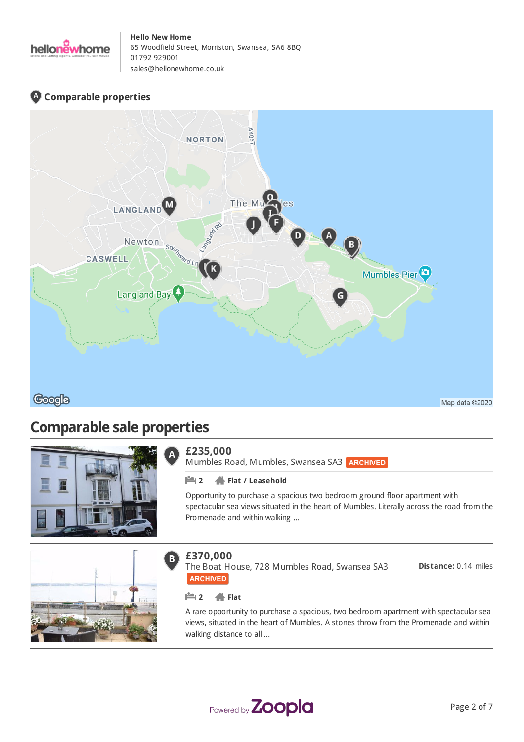**Hello New Home**
65 Woodfield Street, Morriston, Swansea, SA6 8BQ
01792 929001
sales@hellonewhome.co.uk

## A Comparable properties

NORTON
A4067
The Mumbles
LANGLAND
Newton
CASWELL
Langland Rd
Southward Ln
Langland Bay
Mumbles Pier
Google
Map data ©2020

## Comparable sale properties

**A**

### £235,000

Mumbles Road, Mumbles, Swansea SA3 ARCHIVED

2 | **Flat / Leasehold**

Opportunity to purchase a spacious two bedroom ground floor apartment with spectacular sea views situated in the heart of Mumbles. Literally across the road from the Promenade and within walking ...

**B**

### £370,000

The Boat House, 728 Mumbles Road, Swansea SA3

**Distance:** 0.14 miles

ARCHIVED

2 | **Flat**

A rare opportunity to purchase a spacious, two bedroom apartment with spectacular sea views, situated in the heart of Mumbles. A stones throw from the Promenade and within walking distance to all ...

Powered by Zoopla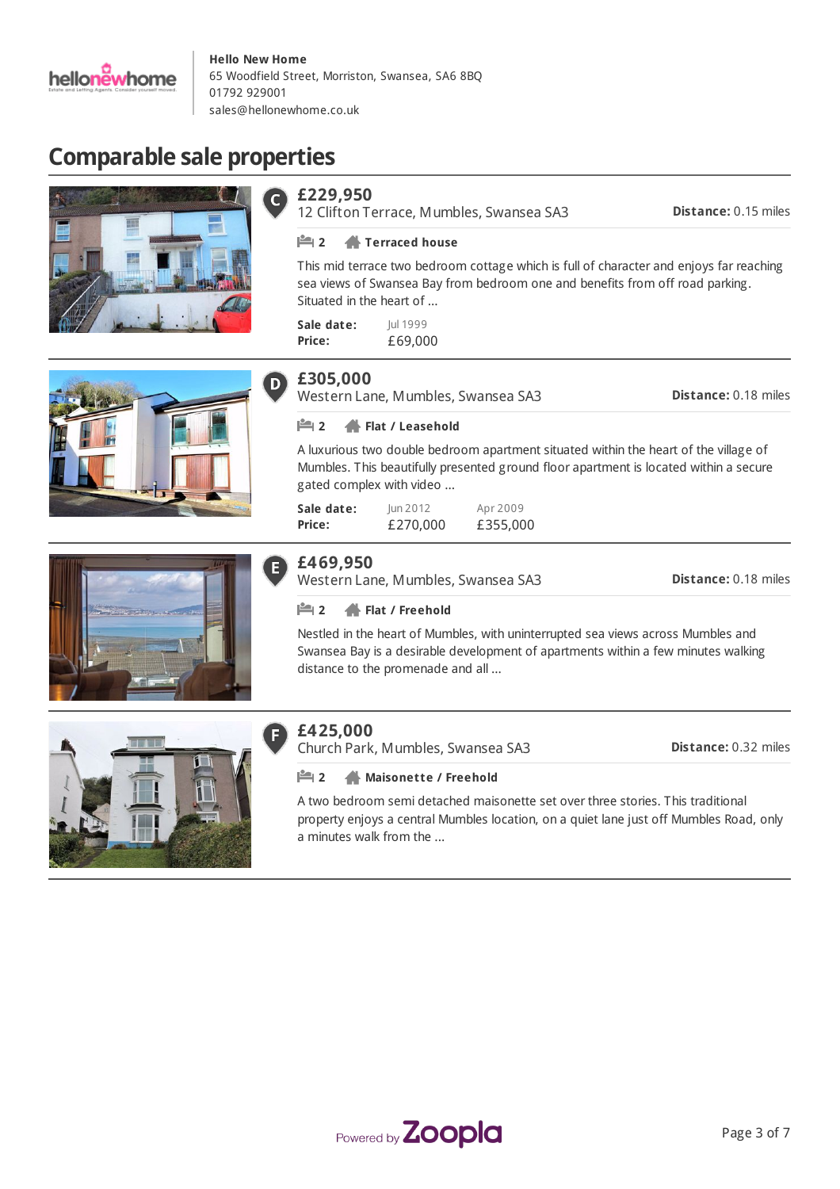**Hello New Home**
65 Woodfield Street, Morriston, Swansea, SA6 8BQ
01792 929001
sales@hellonewhome.co.uk

# Comparable sale properties

## C

### £229,950

12 Clifton Terrace, Mumbles, Swansea SA3

**Distance:** 0.15 miles

2 **Terraced house**

This mid terrace two bedroom cottage which is full of character and enjoys far reaching sea views of Swansea Bay from bedroom one and benefits from off road parking. Situated in the heart of ...

| | |
|---|---|
| **Sale date:** | Jul 1999 |
| **Price:** | £69,000 |

## D

### £305,000

Western Lane, Mumbles, Swansea SA3

**Distance:** 0.18 miles

2 **Flat / Leasehold**

A luxurious two double bedroom apartment situated within the heart of the village of Mumbles. This beautifully presented ground floor apartment is located within a secure gated complex with video ...

| | | |
|---|---|---|
| **Sale date:** | Jun 2012 | Apr 2009 |
| **Price:** | £270,000 | £355,000 |

## E

### £469,950

Western Lane, Mumbles, Swansea SA3

**Distance:** 0.18 miles

2 **Flat / Freehold**

Nestled in the heart of Mumbles, with uninterrupted sea views across Mumbles and Swansea Bay is a desirable development of apartments within a few minutes walking distance to the promenade and all ...

## F

### £425,000

Church Park, Mumbles, Swansea SA3

**Distance:** 0.32 miles

2 **Maisonette / Freehold**

A two bedroom semi detached maisonette set over three stories. This traditional property enjoys a central Mumbles location, on a quiet lane just off Mumbles Road, only a minutes walk from the ...

Powered by Zoopla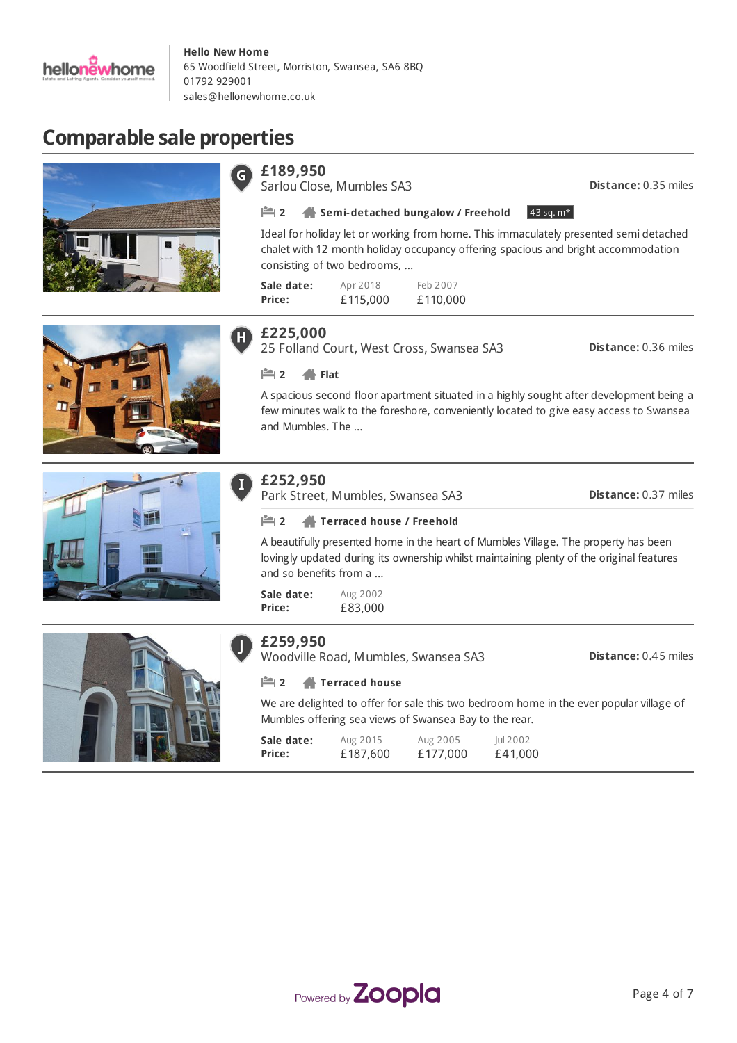**Hello New Home**
65 Woodfield Street, Morriston, Swansea, SA6 8BQ
01792 929001
sales@hellonewhome.co.uk

# Comparable sale properties

**G**

## £189,950

Sarlou Close, Mumbles SA3

**Distance:** 0.35 miles

2 | **Semi-detached bungalow / Freehold** | 43 sq. m*

Ideal for holiday let or working from home. This immaculately presented semi detached chalet with 12 month holiday occupancy offering spacious and bright accommodation consisting of two bedrooms, ...

| **Sale date:** | Apr 2018 | Feb 2007 |
| --- | --- | --- |
| **Price:** | £115,000 | £110,000 |

---

**H**

## £225,000

25 Folland Court, West Cross, Swansea SA3

**Distance:** 0.36 miles

2 | **Flat**

A spacious second floor apartment situated in a highly sought after development being a few minutes walk to the foreshore, conveniently located to give easy access to Swansea and Mumbles. The ...

---

**I**

## £252,950

Park Street, Mumbles, Swansea SA3

**Distance:** 0.37 miles

2 | **Terraced house / Freehold**

A beautifully presented home in the heart of Mumbles Village. The property has been lovingly updated during its ownership whilst maintaining plenty of the original features and so benefits from a ...

| **Sale date:** | Aug 2002 |
| --- | --- |
| **Price:** | £83,000 |

---

**J**

## £259,950

Woodville Road, Mumbles, Swansea SA3

**Distance:** 0.45 miles

2 | **Terraced house**

We are delighted to offer for sale this two bedroom home in the ever popular village of Mumbles offering sea views of Swansea Bay to the rear.

| **Sale date:** | Aug 2015 | Aug 2005 | Jul 2002 |
| --- | --- | --- | --- |
| **Price:** | £187,600 | £177,000 | £41,000 |

Powered by Zoopla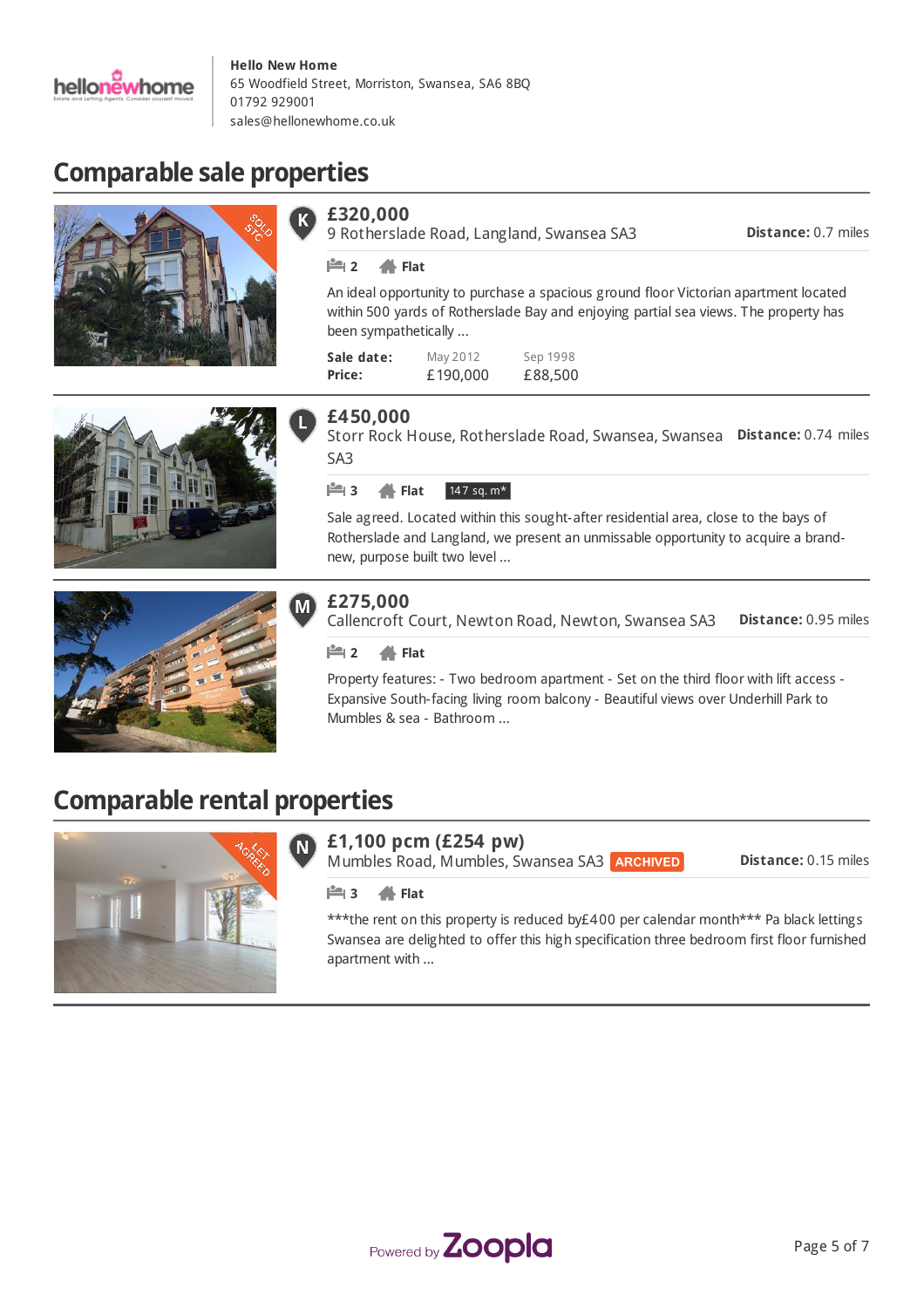**Hello New Home**
65 Woodfield Street, Morriston, Swansea, SA6 8BQ
01792 929001
sales@hellonewhome.co.uk

## Comparable sale properties

**K**

### £320,000

9 Rotherslade Road, Langland, Swansea SA3 — **Distance:** 0.7 miles

2 | Flat

An ideal opportunity to purchase a spacious ground floor Victorian apartment located within 500 yards of Rotherslade Bay and enjoying partial sea views. The property has been sympathetically ...

| | | |
|---|---|---|
| **Sale date:** | May 2012 | Sep 1998 |
| **Price:** | £190,000 | £88,500 |

**L**

### £450,000

Storr Rock House, Rotherslade Road, Swansea, Swansea SA3 — **Distance:** 0.74 miles

3 | Flat | 147 sq. m*

Sale agreed. Located within this sought-after residential area, close to the bays of Rotherslade and Langland, we present an unmissable opportunity to acquire a brand-new, purpose built two level ...

**M**

### £275,000

Callencroft Court, Newton Road, Newton, Swansea SA3 — **Distance:** 0.95 miles

2 | Flat

Property features: - Two bedroom apartment - Set on the third floor with lift access - Expansive South-facing living room balcony - Beautiful views over Underhill Park to Mumbles & sea - Bathroom ...

## Comparable rental properties

**N**

### £1,100 pcm (£254 pw)

Mumbles Road, Mumbles, Swansea SA3 ARCHIVED — **Distance:** 0.15 miles

3 | Flat

***the rent on this property is reduced by£400 per calendar month*** Pa black lettings Swansea are delighted to offer this high specification three bedroom first floor furnished apartment with ...

Powered by Zoopla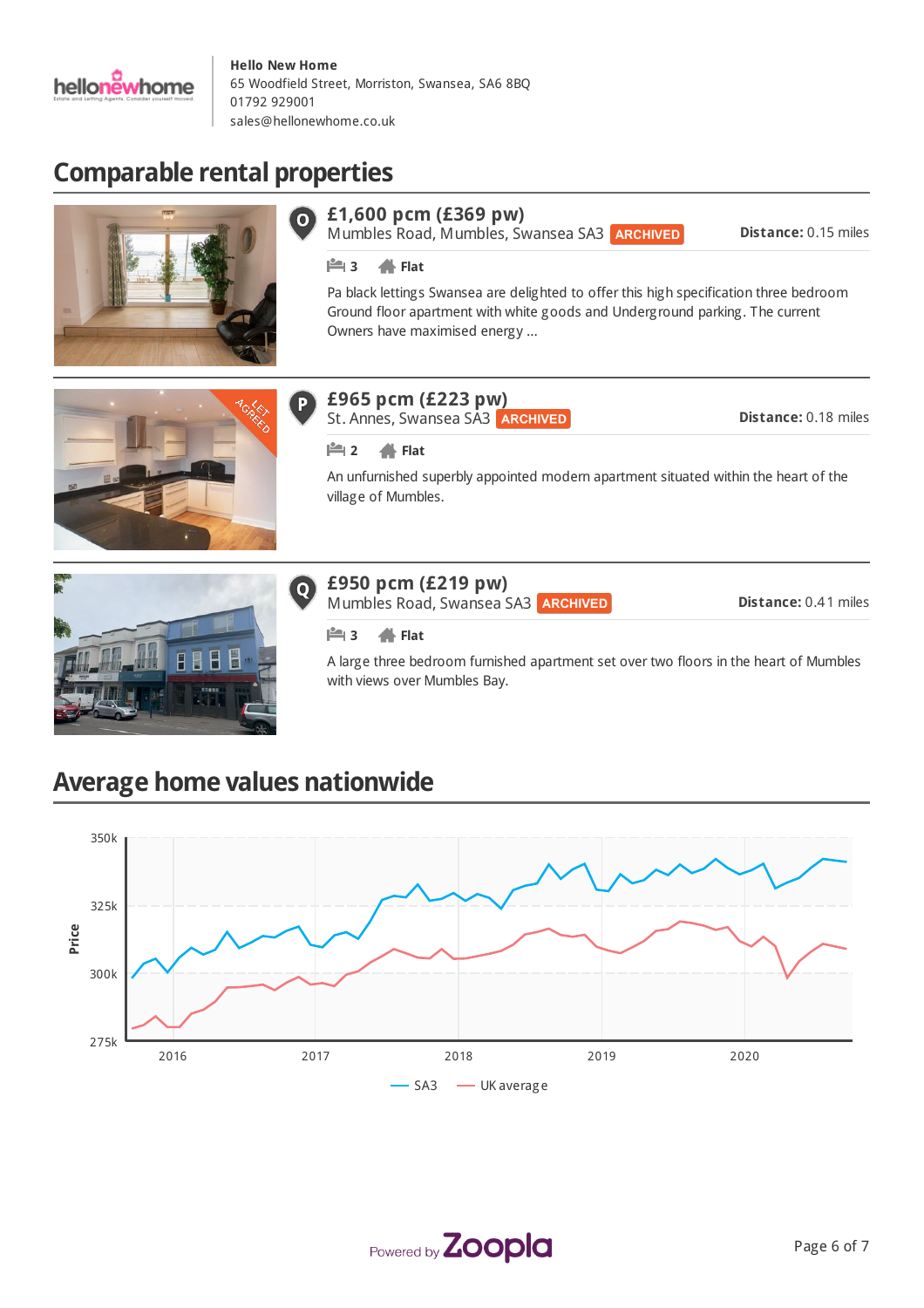**Hello New Home**
65 Woodfield Street, Morriston, Swansea, SA6 8BQ
01792 929001
sales@hellonewhome.co.uk

## Comparable rental properties

O

### £1,600 pcm (£369 pw)

Mumbles Road, Mumbles, Swansea SA3 ARCHIVED

**Distance:** 0.15 miles

3 Flat

Pa black lettings Swansea are delighted to offer this high specification three bedroom Ground floor apartment with white goods and Underground parking. The current Owners have maximised energy ...

P

LET AGREED

### £965 pcm (£223 pw)

St. Annes, Swansea SA3 ARCHIVED

**Distance:** 0.18 miles

2 Flat

An unfurnished superbly appointed modern apartment situated within the heart of the village of Mumbles.

Q

### £950 pcm (£219 pw)

Mumbles Road, Swansea SA3 ARCHIVED

**Distance:** 0.41 miles

3 Flat

A large three bedroom furnished apartment set over two floors in the heart of Mumbles with views over Mumbles Bay.

## Average home values nationwide

Price
350k
325k
300k
275k
2016
2017
2018
2019
2020
SA3
UK average

Powered by Zoopla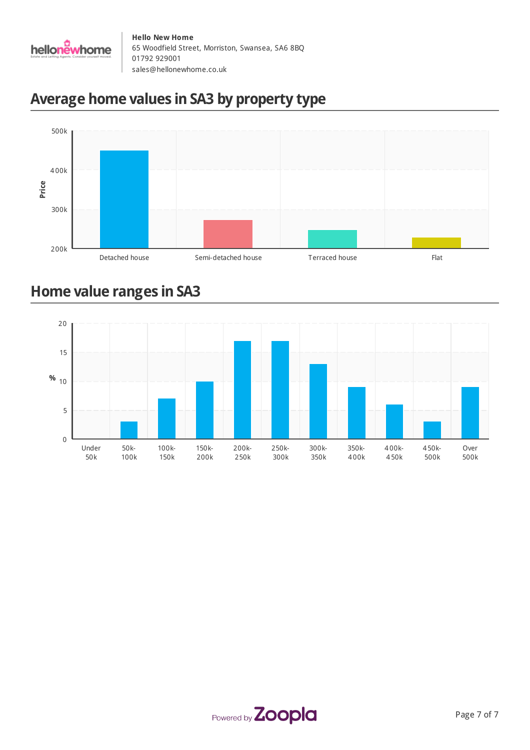**Hello New Home**
65 Woodfield Street, Morriston, Swansea, SA6 8BQ
01792 929001
sales@hellonewhome.co.uk

## Average home values in SA3 by property type

Price

500k
400k
300k
200k

Detached house
Semi-detached house
Terraced house
Flat

## Home value ranges in SA3

%

20
15
10
5
0

Under 50k
50k-100k
100k-150k
150k-200k
200k-250k
250k-300k
300k-350k
350k-400k
400k-450k
450k-500k
Over 500k

Powered by Zoopla